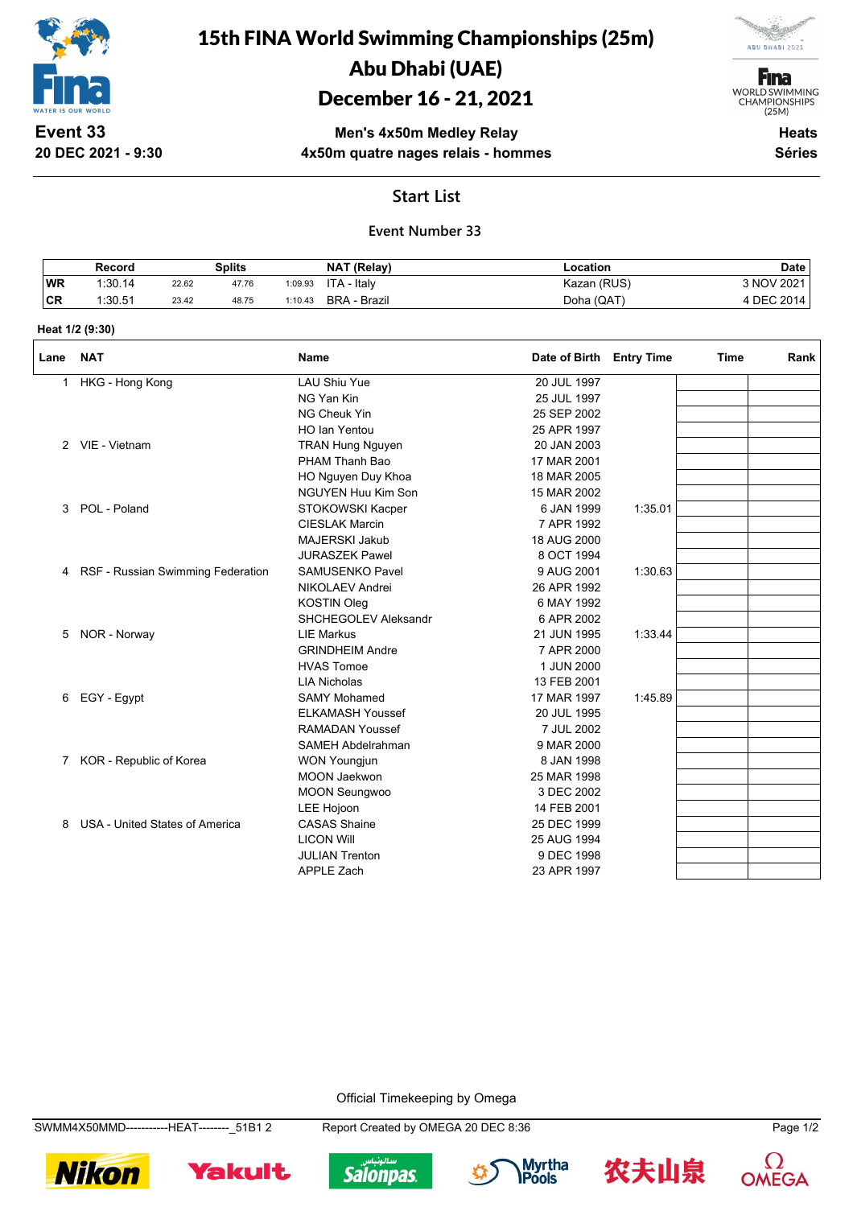# 15th FINA World Swimming Championships (25m)
# Abu Dhabi (UAE)
# December 16 - 21, 2021

**Event 33**
**20 DEC 2021 - 9:30**

**Men's 4x50m Medley Relay**
**4x50m quatre nages relais - hommes**

**Heats**
**Séries**

## Start List

### Event Number 33

| | Record | Splits | | | NAT (Relay) | Location | Date |
|---|---|---|---|---|---|---|---|
| WR | 1:30.14 | 22.62 | 47.76 | 1:09.93 | ITA - Italy | Kazan (RUS) | 3 NOV 2021 |
| CR | 1:30.51 | 23.42 | 48.75 | 1:10.43 | BRA - Brazil | Doha (QAT) | 4 DEC 2014 |

**Heat 1/2 (9:30)**

| Lane | NAT | Name | Date of Birth | Entry Time | Time | Rank |
|---|---|---|---|---|---|---|
| 1 | HKG - Hong Kong | LAU Shiu Yue | 20 JUL 1997 | | | |
| | | NG Yan Kin | 25 JUL 1997 | | | |
| | | NG Cheuk Yin | 25 SEP 2002 | | | |
| | | HO Ian Yentou | 25 APR 1997 | | | |
| 2 | VIE - Vietnam | TRAN Hung Nguyen | 20 JAN 2003 | | | |
| | | PHAM Thanh Bao | 17 MAR 2001 | | | |
| | | HO Nguyen Duy Khoa | 18 MAR 2005 | | | |
| | | NGUYEN Huu Kim Son | 15 MAR 2002 | | | |
| 3 | POL - Poland | STOKOWSKI Kacper | 6 JAN 1999 | 1:35.01 | | |
| | | CIESLAK Marcin | 7 APR 1992 | | | |
| | | MAJERSKI Jakub | 18 AUG 2000 | | | |
| | | JURASZEK Pawel | 8 OCT 1994 | | | |
| 4 | RSF - Russian Swimming Federation | SAMUSENKO Pavel | 9 AUG 2001 | 1:30.63 | | |
| | | NIKOLAEV Andrei | 26 APR 1992 | | | |
| | | KOSTIN Oleg | 6 MAY 1992 | | | |
| | | SHCHEGOLEV Aleksandr | 6 APR 2002 | | | |
| 5 | NOR - Norway | LIE Markus | 21 JUN 1995 | 1:33.44 | | |
| | | GRINDHEIM Andre | 7 APR 2000 | | | |
| | | HVAS Tomoe | 1 JUN 2000 | | | |
| | | LIA Nicholas | 13 FEB 2001 | | | |
| 6 | EGY - Egypt | SAMY Mohamed | 17 MAR 1997 | 1:45.89 | | |
| | | ELKAMASH Youssef | 20 JUL 1995 | | | |
| | | RAMADAN Youssef | 7 JUL 2002 | | | |
| | | SAMEH Abdelrahman | 9 MAR 2000 | | | |
| 7 | KOR - Republic of Korea | WON Youngjun | 8 JAN 1998 | | | |
| | | MOON Jaekwon | 25 MAR 1998 | | | |
| | | MOON Seungwoo | 3 DEC 2002 | | | |
| | | LEE Hojoon | 14 FEB 2001 | | | |
| 8 | USA - United States of America | CASAS Shaine | 25 DEC 1999 | | | |
| | | LICON Will | 25 AUG 1994 | | | |
| | | JULIAN Trenton | 9 DEC 1998 | | | |
| | | APPLE Zach | 23 APR 1997 | | | |

Official Timekeeping by Omega

SWMM4X50MMD-----------HEAT--------_51B1 2    Report Created by OMEGA 20 DEC 8:36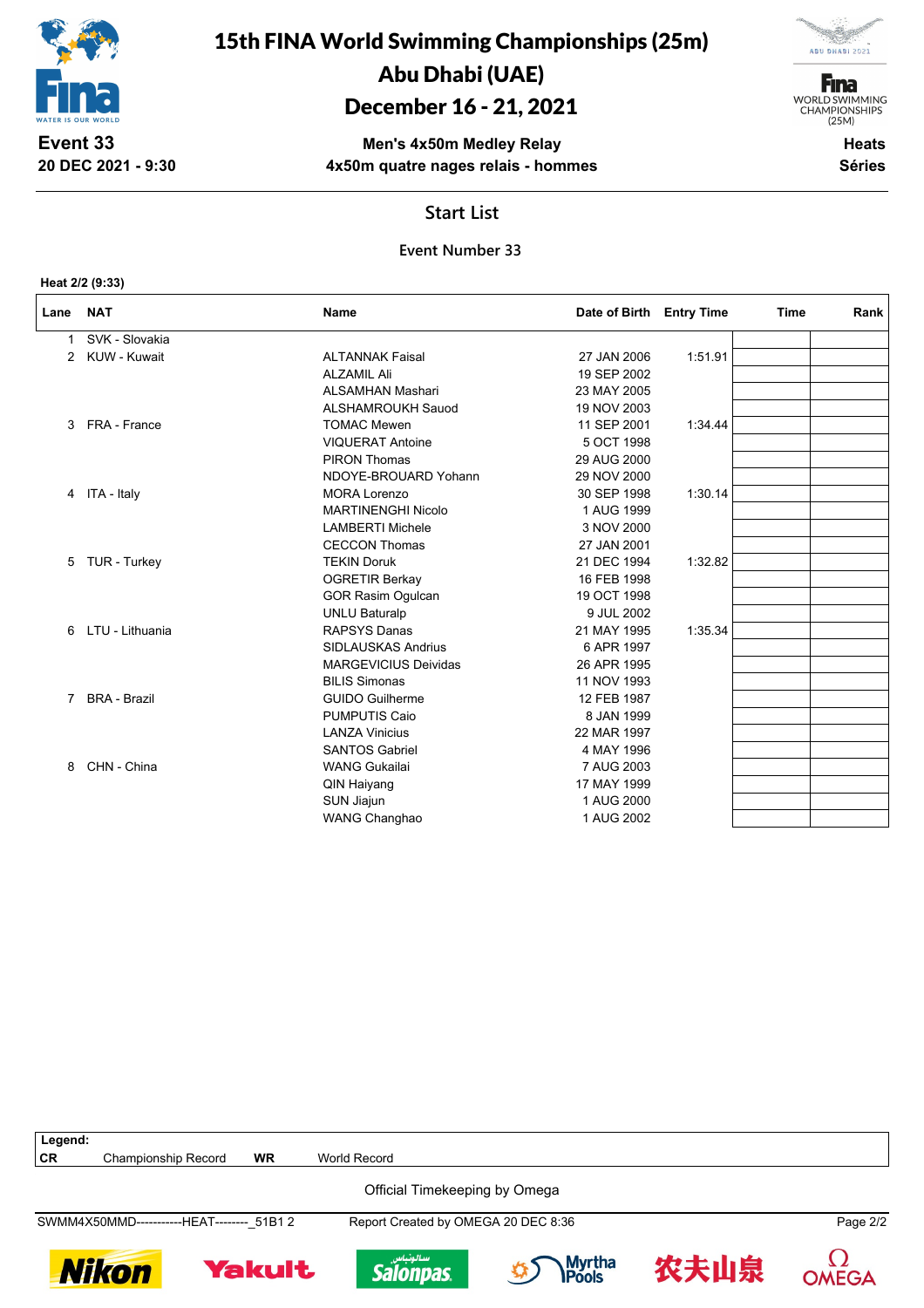# 15th FINA World Swimming Championships (25m)

## Abu Dhabi (UAE)

## December 16 - 21, 2021

**Event 33**
**20 DEC 2021 - 9:30**

**Men's 4x50m Medley Relay**
**4x50m quatre nages relais - hommes**

**Heats**
**Séries**

## Start List

### Event Number 33

**Heat 2/2 (9:33)**

| Lane | NAT | Name | Date of Birth | Entry Time | Time | Rank |
|---|---|---|---|---|---|---|
| 1 | SVK - Slovakia | | | | | |
| 2 | KUW - Kuwait | ALTANNAK Faisal | 27 JAN 2006 | 1:51.91 | | |
| | | ALZAMIL Ali | 19 SEP 2002 | | | |
| | | ALSAMHAN Mashari | 23 MAY 2005 | | | |
| | | ALSHAMROUKH Sauod | 19 NOV 2003 | | | |
| 3 | FRA - France | TOMAC Mewen | 11 SEP 2001 | 1:34.44 | | |
| | | VIQUERAT Antoine | 5 OCT 1998 | | | |
| | | PIRON Thomas | 29 AUG 2000 | | | |
| | | NDOYE-BROUARD Yohann | 29 NOV 2000 | | | |
| 4 | ITA - Italy | MORA Lorenzo | 30 SEP 1998 | 1:30.14 | | |
| | | MARTINENGHI Nicolo | 1 AUG 1999 | | | |
| | | LAMBERTI Michele | 3 NOV 2000 | | | |
| | | CECCON Thomas | 27 JAN 2001 | | | |
| 5 | TUR - Turkey | TEKIN Doruk | 21 DEC 1994 | 1:32.82 | | |
| | | OGRETIR Berkay | 16 FEB 1998 | | | |
| | | GOR Rasim Ogulcan | 19 OCT 1998 | | | |
| | | UNLU Baturalp | 9 JUL 2002 | | | |
| 6 | LTU - Lithuania | RAPSYS Danas | 21 MAY 1995 | 1:35.34 | | |
| | | SIDLAUSKAS Andrius | 6 APR 1997 | | | |
| | | MARGEVICIUS Deividas | 26 APR 1995 | | | |
| | | BILIS Simonas | 11 NOV 1993 | | | |
| 7 | BRA - Brazil | GUIDO Guilherme | 12 FEB 1987 | | | |
| | | PUMPUTIS Caio | 8 JAN 1999 | | | |
| | | LANZA Vinicius | 22 MAR 1997 | | | |
| | | SANTOS Gabriel | 4 MAY 1996 | | | |
| 8 | CHN - China | WANG Gukailai | 7 AUG 2003 | | | |
| | | QIN Haiyang | 17 MAY 1999 | | | |
| | | SUN Jiajun | 1 AUG 2000 | | | |
| | | WANG Changhao | 1 AUG 2002 | | | |

**Legend:**
**CR** Championship Record **WR** World Record

Official Timekeeping by Omega

SWMM4X50MMD-----------HEAT--------_51B1 2 Report Created by OMEGA 20 DEC 8:36